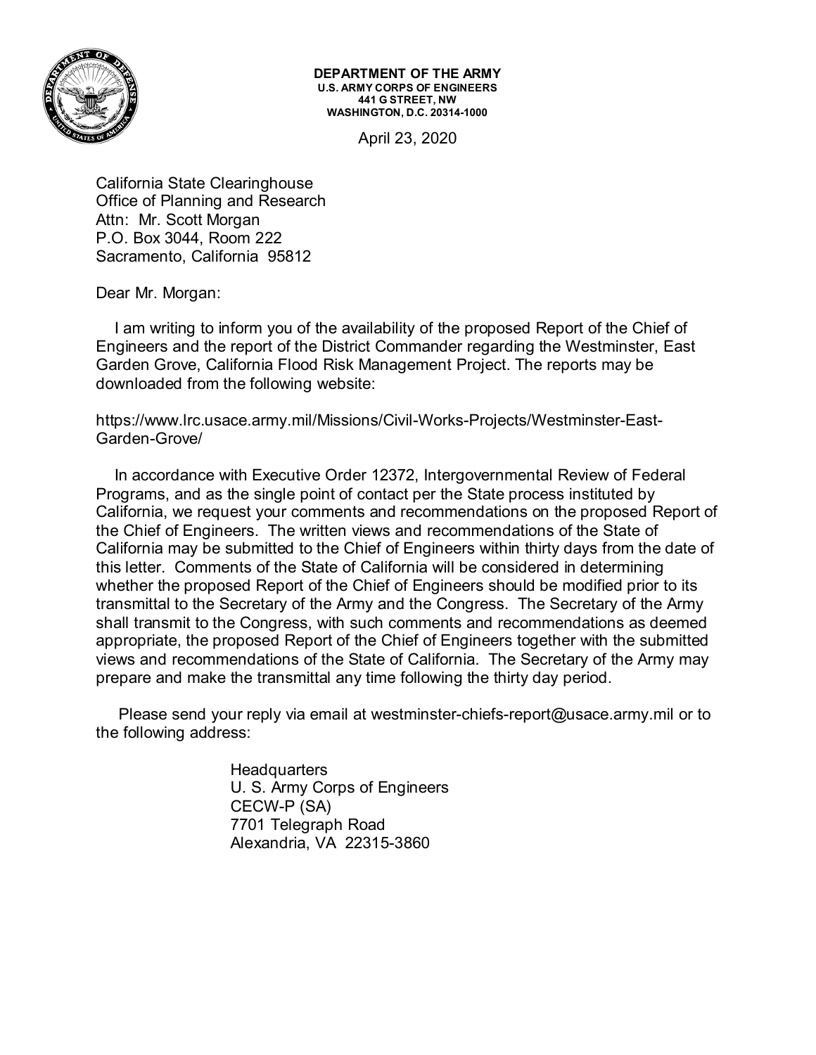**DEPARTMENT OF THE ARMY**
**U.S. ARMY CORPS OF ENGINEERS**
**441 G STREET, NW**
**WASHINGTON, D.C. 20314-1000**

April 23, 2020

California State Clearinghouse
Office of Planning and Research
Attn: Mr. Scott Morgan
P.O. Box 3044, Room 222
Sacramento, California 95812

Dear Mr. Morgan:

I am writing to inform you of the availability of the proposed Report of the Chief of Engineers and the report of the District Commander regarding the Westminster, East Garden Grove, California Flood Risk Management Project. The reports may be downloaded from the following website:

https://www.lrc.usace.army.mil/Missions/Civil-Works-Projects/Westminster-East-Garden-Grove/

In accordance with Executive Order 12372, Intergovernmental Review of Federal Programs, and as the single point of contact per the State process instituted by California, we request your comments and recommendations on the proposed Report of the Chief of Engineers. The written views and recommendations of the State of California may be submitted to the Chief of Engineers within thirty days from the date of this letter. Comments of the State of California will be considered in determining whether the proposed Report of the Chief of Engineers should be modified prior to its transmittal to the Secretary of the Army and the Congress. The Secretary of the Army shall transmit to the Congress, with such comments and recommendations as deemed appropriate, the proposed Report of the Chief of Engineers together with the submitted views and recommendations of the State of California. The Secretary of the Army may prepare and make the transmittal any time following the thirty day period.

Please send your reply via email at westminster-chiefs-report@usace.army.mil or to the following address:

Headquarters
U. S. Army Corps of Engineers
CECW-P (SA)
7701 Telegraph Road
Alexandria, VA 22315-3860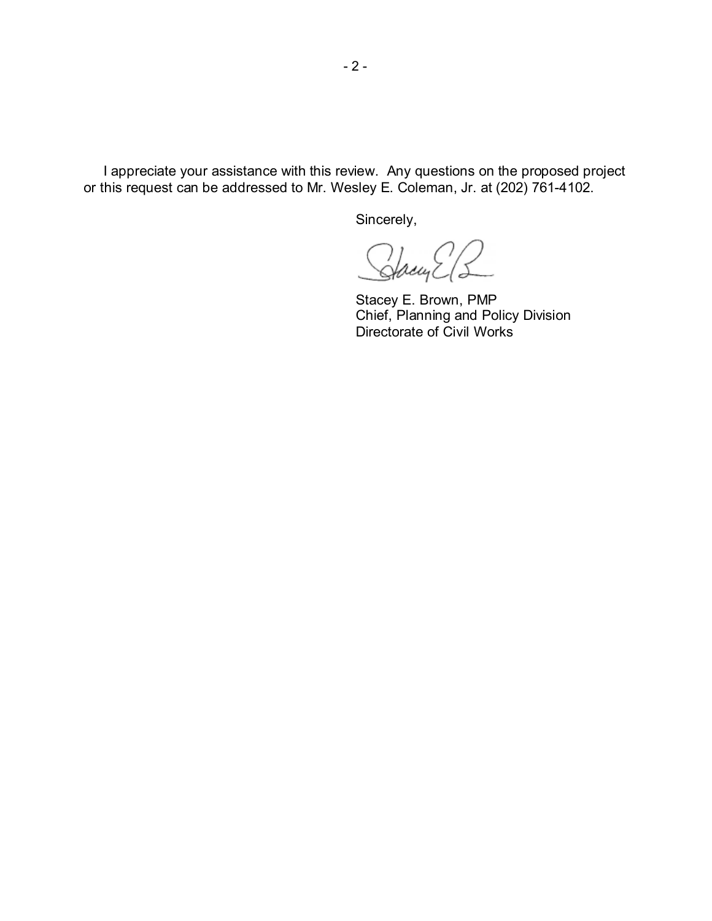I appreciate your assistance with this review. Any questions on the proposed project or this request can be addressed to Mr. Wesley E. Coleman, Jr. at (202) 761-4102.

Sincerely,

Stacey E. Brown, PMP
Chief, Planning and Policy Division
Directorate of Civil Works